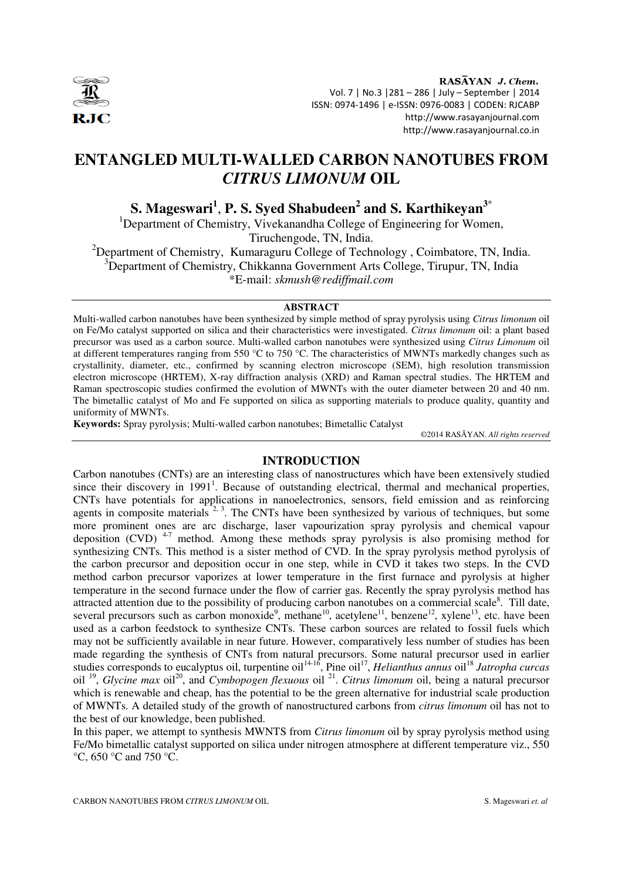# ENTANGLED MULTI-WALLED CARBON NANOTUBES FROM *CITRUS LIMONUM* OIL

**S. Mageswari[1], P. S. Syed Shabudeen[2] and S. Karthikeyan[3]***

[1]Department of Chemistry, Vivekanandha College of Engineering for Women, Tiruchengode, TN, India.

[2]Department of Chemistry, Kumaraguru College of Technology , Coimbatore, TN, India.

[3]Department of Chemistry, Chikkanna Government Arts College, Tirupur, TN, India

*E-mail: *skmush@rediffmail.com*

## ABSTRACT

Multi-walled carbon nanotubes have been synthesized by simple method of spray pyrolysis using *Citrus limonum* oil on Fe/Mo catalyst supported on silica and their characteristics were investigated. *Citrus limonum* oil: a plant based precursor was used as a carbon source. Multi-walled carbon nanotubes were synthesized using *Citrus Limonum* oil at different temperatures ranging from 550 °C to 750 °C. The characteristics of MWNTs markedly changes such as crystallinity, diameter, etc., confirmed by scanning electron microscope (SEM), high resolution transmission electron microscope (HRTEM), X-ray diffraction analysis (XRD) and Raman spectral studies. The HRTEM and Raman spectroscopic studies confirmed the evolution of MWNTs with the outer diameter between 20 and 40 nm. The bimetallic catalyst of Mo and Fe supported on silica as supporting materials to produce quality, quantity and uniformity of MWNTs.

**Keywords:** Spray pyrolysis; Multi-walled carbon nanotubes; Bimetallic Catalyst

©2014 RASĀYAN. *All rights reserved*

## INTRODUCTION

Carbon nanotubes (CNTs) are an interesting class of nanostructures which have been extensively studied since their discovery in 1991[1]. Because of outstanding electrical, thermal and mechanical properties, CNTs have potentials for applications in nanoelectronics, sensors, field emission and as reinforcing agents in composite materials [2, 3]. The CNTs have been synthesized by various of techniques, but some more prominent ones are arc discharge, laser vapourization spray pyrolysis and chemical vapour deposition (CVD) [4-7] method. Among these methods spray pyrolysis is also promising method for synthesizing CNTs. This method is a sister method of CVD. In the spray pyrolysis method pyrolysis of the carbon precursor and deposition occur in one step, while in CVD it takes two steps. In the CVD method carbon precursor vaporizes at lower temperature in the first furnace and pyrolysis at higher temperature in the second furnace under the flow of carrier gas. Recently the spray pyrolysis method has attracted attention due to the possibility of producing carbon nanotubes on a commercial scale[8]. Till date, several precursors such as carbon monoxide[9], methane[10], acetylene[11], benzene[12], xylene[13], etc. have been used as a carbon feedstock to synthesize CNTs. These carbon sources are related to fossil fuels which may not be sufficiently available in near future. However, comparatively less number of studies has been made regarding the synthesis of CNTs from natural precursors. Some natural precursor used in earlier studies corresponds to eucalyptus oil, turpentine oil[14-16], Pine oil[17], *Helianthus annus* oil[18] *Jatropha curcas* oil [19], *Glycine max* oil[20], and *Cymbopogen flexuous* oil [21]. *Citrus limonum* oil, being a natural precursor which is renewable and cheap, has the potential to be the green alternative for industrial scale production of MWNTs. A detailed study of the growth of nanostructured carbons from *citrus limonum* oil has not to the best of our knowledge, been published.

In this paper, we attempt to synthesis MWNTS from *Citrus limonum* oil by spray pyrolysis method using Fe/Mo bimetallic catalyst supported on silica under nitrogen atmosphere at different temperature viz., 550 °C, 650 °C and 750 °C.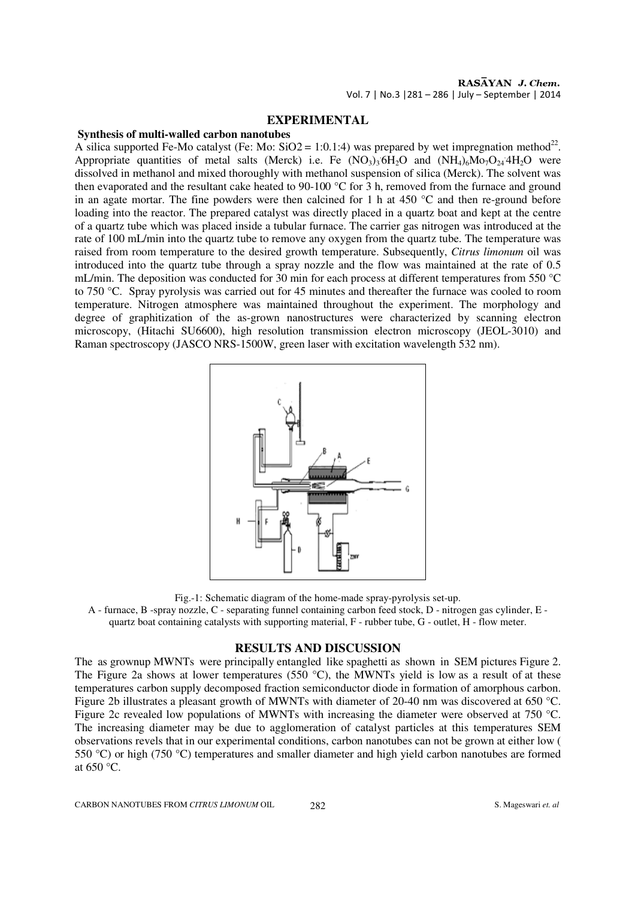## EXPERIMENTAL

### Synthesis of multi-walled carbon nanotubes

A silica supported Fe-Mo catalyst (Fe: Mo: SiO2 = 1:0.1:4) was prepared by wet impregnation method[22]. Appropriate quantities of metal salts (Merck) i.e. Fe $(NO_3)_3 \cdot 6H_2O$ and $(NH_4)_6Mo_7O_{24} \cdot 4H_2O$ were dissolved in methanol and mixed thoroughly with methanol suspension of silica (Merck). The solvent was then evaporated and the resultant cake heated to 90-100 °C for 3 h, removed from the furnace and ground in an agate mortar. The fine powders were then calcined for 1 h at 450 °C and then re-ground before loading into the reactor. The prepared catalyst was directly placed in a quartz boat and kept at the centre of a quartz tube which was placed inside a tubular furnace. The carrier gas nitrogen was introduced at the rate of 100 mL/min into the quartz tube to remove any oxygen from the quartz tube. The temperature was raised from room temperature to the desired growth temperature. Subsequently, *Citrus limonum* oil was introduced into the quartz tube through a spray nozzle and the flow was maintained at the rate of 0.5 mL/min. The deposition was conducted for 30 min for each process at different temperatures from 550 °C to 750 °C. Spray pyrolysis was carried out for 45 minutes and thereafter the furnace was cooled to room temperature. Nitrogen atmosphere was maintained throughout the experiment. The morphology and degree of graphitization of the as-grown nanostructures were characterized by scanning electron microscopy, (Hitachi SU6600), high resolution transmission electron microscopy (JEOL-3010) and Raman spectroscopy (JASCO NRS-1500W, green laser with excitation wavelength 532 nm).

Fig.-1: Schematic diagram of the home-made spray-pyrolysis set-up.
A - furnace, B -spray nozzle, C - separating funnel containing carbon feed stock, D - nitrogen gas cylinder, E - quartz boat containing catalysts with supporting material, F - rubber tube, G - outlet, H - flow meter.

## RESULTS AND DISCUSSION

The as grownup MWNTs were principally entangled like spaghetti as shown in SEM pictures Figure 2. The Figure 2a shows at lower temperatures (550 °C), the MWNTs yield is low as a result of at these temperatures carbon supply decomposed fraction semiconductor diode in formation of amorphous carbon. Figure 2b illustrates a pleasant growth of MWNTs with diameter of 20-40 nm was discovered at 650 °C. Figure 2c revealed low populations of MWNTs with increasing the diameter were observed at 750 °C. The increasing diameter may be due to agglomeration of catalyst particles at this temperatures SEM observations revels that in our experimental conditions, carbon nanotubes can not be grown at either low ( 550 °C) or high (750 °C) temperatures and smaller diameter and high yield carbon nanotubes are formed at 650 °C.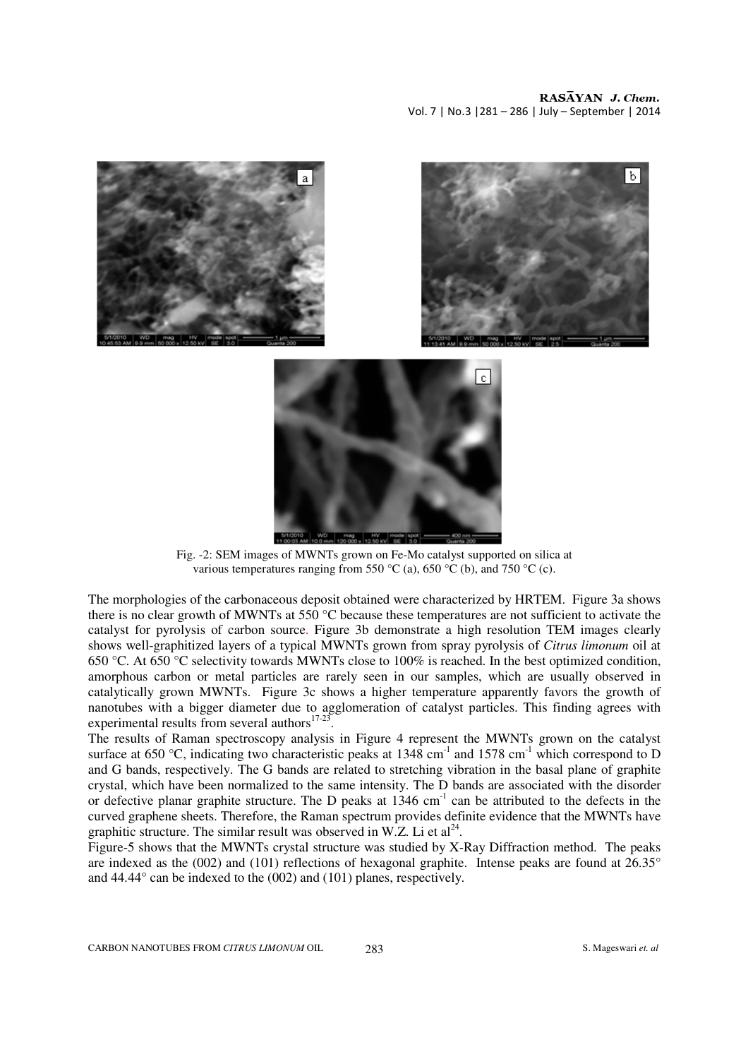Fig. -2: SEM images of MWNTs grown on Fe-Mo catalyst supported on silica at various temperatures ranging from 550 °C (a), 650 °C (b), and 750 °C (c).

The morphologies of the carbonaceous deposit obtained were characterized by HRTEM. Figure 3a shows there is no clear growth of MWNTs at 550 °C because these temperatures are not sufficient to activate the catalyst for pyrolysis of carbon source. Figure 3b demonstrate a high resolution TEM images clearly shows well-graphitized layers of a typical MWNTs grown from spray pyrolysis of *Citrus limonum* oil at 650 °C. At 650 °C selectivity towards MWNTs close to 100% is reached. In the best optimized condition, amorphous carbon or metal particles are rarely seen in our samples, which are usually observed in catalytically grown MWNTs. Figure 3c shows a higher temperature apparently favors the growth of nanotubes with a bigger diameter due to agglomeration of catalyst particles. This finding agrees with experimental results from several authors[17-23].

The results of Raman spectroscopy analysis in Figure 4 represent the MWNTs grown on the catalyst surface at 650 °C, indicating two characteristic peaks at 1348 $cm^{-1}$ and 1578 $cm^{-1}$ which correspond to D and G bands, respectively. The G bands are related to stretching vibration in the basal plane of graphite crystal, which have been normalized to the same intensity. The D bands are associated with the disorder or defective planar graphite structure. The D peaks at 1346 $cm^{-1}$ can be attributed to the defects in the curved graphene sheets. Therefore, the Raman spectrum provides definite evidence that the MWNTs have graphitic structure. The similar result was observed in W.Z. Li et al[24].

Figure-5 shows that the MWNTs crystal structure was studied by X-Ray Diffraction method. The peaks are indexed as the (002) and (101) reflections of hexagonal graphite. Intense peaks are found at 26.35° and 44.44° can be indexed to the (002) and (101) planes, respectively.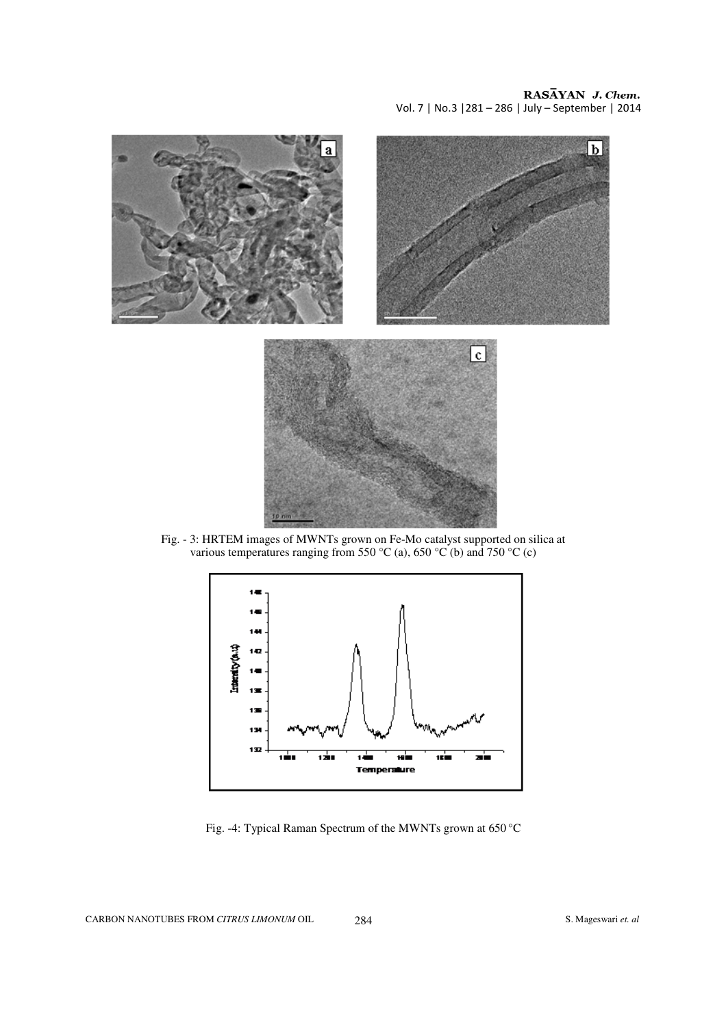Fig. - 3: HRTEM images of MWNTs grown on Fe-Mo catalyst supported on silica at various temperatures ranging from 550 °C (a), 650 °C (b) and 750 °C (c)

Fig. -4: Typical Raman Spectrum of the MWNTs grown at 650 °C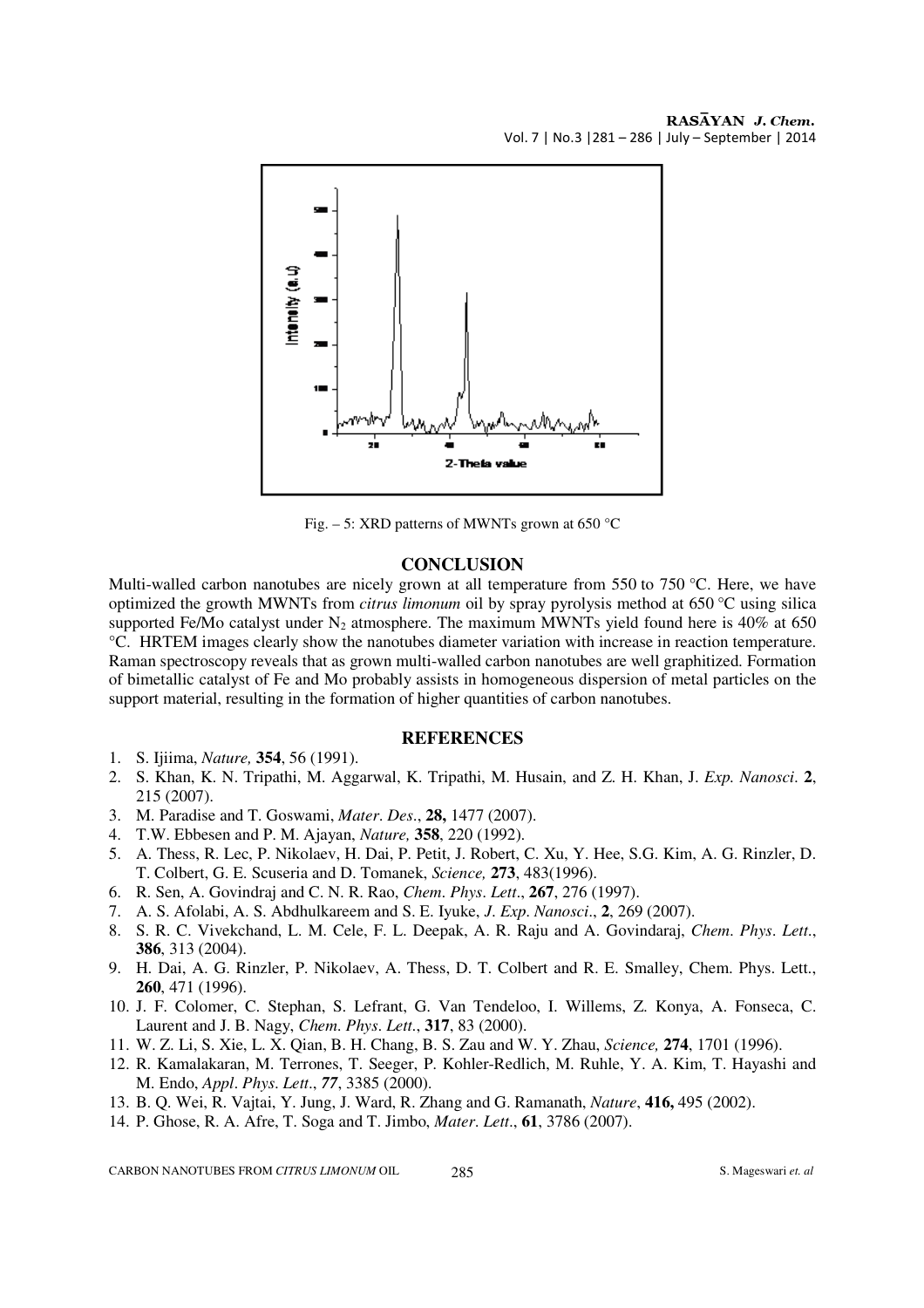Fig. – 5: XRD patterns of MWNTs grown at 650 °C

## CONCLUSION

Multi-walled carbon nanotubes are nicely grown at all temperature from 550 to 750 °C. Here, we have optimized the growth MWNTs from *citrus limonum* oil by spray pyrolysis method at 650 °C using silica supported Fe/Mo catalyst under $N_2$ atmosphere. The maximum MWNTs yield found here is 40% at 650 °C. HRTEM images clearly show the nanotubes diameter variation with increase in reaction temperature. Raman spectroscopy reveals that as grown multi-walled carbon nanotubes are well graphitized. Formation of bimetallic catalyst of Fe and Mo probably assists in homogeneous dispersion of metal particles on the support material, resulting in the formation of higher quantities of carbon nanotubes.

## REFERENCES

1. S. Ijiima, *Nature,* **354**, 56 (1991).
2. S. Khan, K. N. Tripathi, M. Aggarwal, K. Tripathi, M. Husain, and Z. H. Khan, J. *Exp. Nanosci*. **2**, 215 (2007).
3. M. Paradise and T. Goswami, *Mater. Des*., **28,** 1477 (2007).
4. T.W. Ebbesen and P. M. Ajayan, *Nature,* **358**, 220 (1992).
5. A. Thess, R. Lec, P. Nikolaev, H. Dai, P. Petit, J. Robert, C. Xu, Y. Hee, S.G. Kim, A. G. Rinzler, D. T. Colbert, G. E. Scuseria and D. Tomanek, *Science,* **273**, 483(1996).
6. R. Sen, A. Govindraj and C. N. R. Rao, *Chem. Phys. Lett*., **267**, 276 (1997).
7. A. S. Afolabi, A. S. Abdhulkareem and S. E. Iyuke, *J. Exp. Nanosci*., **2**, 269 (2007).
8. S. R. C. Vivekchand, L. M. Cele, F. L. Deepak, A. R. Raju and A. Govindaraj, *Chem. Phys. Lett*., **386**, 313 (2004).
9. H. Dai, A. G. Rinzler, P. Nikolaev, A. Thess, D. T. Colbert and R. E. Smalley, Chem. Phys. Lett., **260**, 471 (1996).
10. J. F. Colomer, C. Stephan, S. Lefrant, G. Van Tendeloo, I. Willems, Z. Konya, A. Fonseca, C. Laurent and J. B. Nagy, *Chem. Phys. Lett*., **317**, 83 (2000).
11. W. Z. Li, S. Xie, L. X. Qian, B. H. Chang, B. S. Zau and W. Y. Zhau, *Science,* **274**, 1701 (1996).
12. R. Kamalakaran, M. Terrones, T. Seeger, P. Kohler-Redlich, M. Ruhle, Y. A. Kim, T. Hayashi and M. Endo, *Appl. Phys. Lett*., *77*, 3385 (2000).
13. B. Q. Wei, R. Vajtai, Y. Jung, J. Ward, R. Zhang and G. Ramanath, *Nature*, **416,** 495 (2002).
14. P. Ghose, R. A. Afre, T. Soga and T. Jimbo, *Mater. Lett*., **61**, 3786 (2007).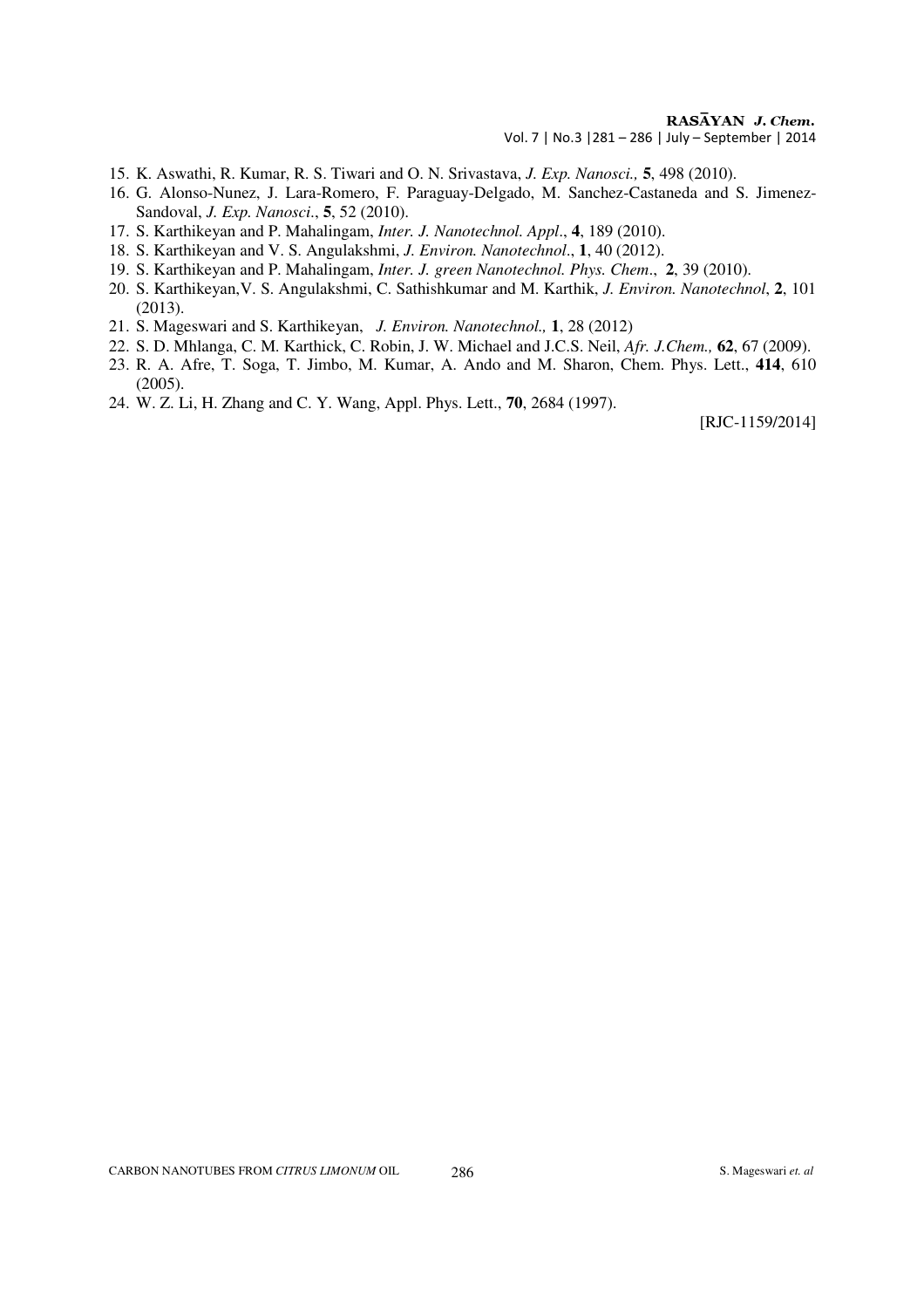15. K. Aswathi, R. Kumar, R. S. Tiwari and O. N. Srivastava, *J. Exp. Nanosci.,* **5**, 498 (2010).
16. G. Alonso-Nunez, J. Lara-Romero, F. Paraguay-Delgado, M. Sanchez-Castaneda and S. Jimenez-Sandoval, *J. Exp. Nanosci*., **5**, 52 (2010).
17. S. Karthikeyan and P. Mahalingam, *Inter. J. Nanotechnol. Appl*., **4**, 189 (2010).
18. S. Karthikeyan and V. S. Angulakshmi, *J. Environ. Nanotechnol*., **1**, 40 (2012).
19. S. Karthikeyan and P. Mahalingam, *Inter. J. green Nanotechnol. Phys. Chem*., **2**, 39 (2010).
20. S. Karthikeyan,V. S. Angulakshmi, C. Sathishkumar and M. Karthik, *J. Environ. Nanotechnol*, **2**, 101 (2013).
21. S. Mageswari and S. Karthikeyan, *J. Environ. Nanotechnol.,* **1**, 28 (2012)
22. S. D. Mhlanga, C. M. Karthick, C. Robin, J. W. Michael and J.C.S. Neil, *Afr. J.Chem.,* **62**, 67 (2009).
23. R. A. Afre, T. Soga, T. Jimbo, M. Kumar, A. Ando and M. Sharon, Chem. Phys. Lett., **414**, 610 (2005).
24. W. Z. Li, H. Zhang and C. Y. Wang, Appl. Phys. Lett., **70**, 2684 (1997).

[RJC-1159/2014]